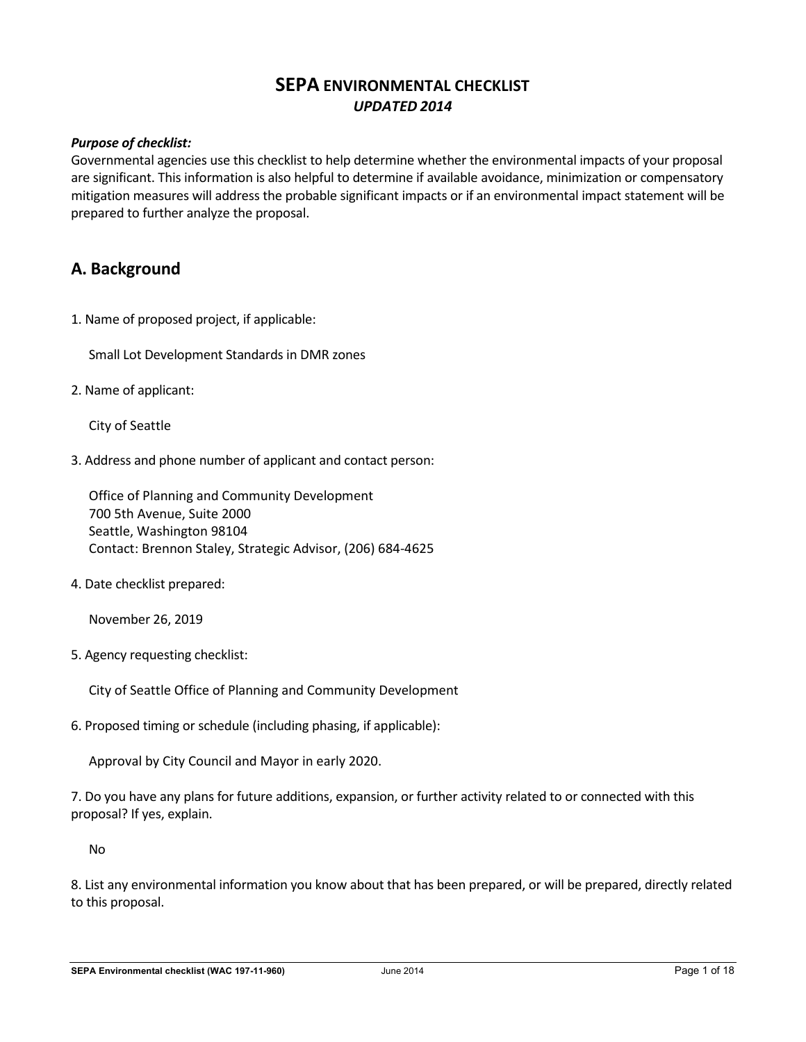# SEPA ENVIRONMENTAL CHECKLIST
### *UPDATED 2014*

***Purpose of checklist:***
Governmental agencies use this checklist to help determine whether the environmental impacts of your proposal are significant. This information is also helpful to determine if available avoidance, minimization or compensatory mitigation measures will address the probable significant impacts or if an environmental impact statement will be prepared to further analyze the proposal.

## A. Background

1. Name of proposed project, if applicable:

   Small Lot Development Standards in DMR zones

2. Name of applicant:

   City of Seattle

3. Address and phone number of applicant and contact person:

   Office of Planning and Community Development
   700 5th Avenue, Suite 2000
   Seattle, Washington 98104
   Contact: Brennon Staley, Strategic Advisor, (206) 684-4625

4. Date checklist prepared:

   November 26, 2019

5. Agency requesting checklist:

   City of Seattle Office of Planning and Community Development

6. Proposed timing or schedule (including phasing, if applicable):

   Approval by City Council and Mayor in early 2020.

7. Do you have any plans for future additions, expansion, or further activity related to or connected with this proposal? If yes, explain.

   No

8. List any environmental information you know about that has been prepared, or will be prepared, directly related to this proposal.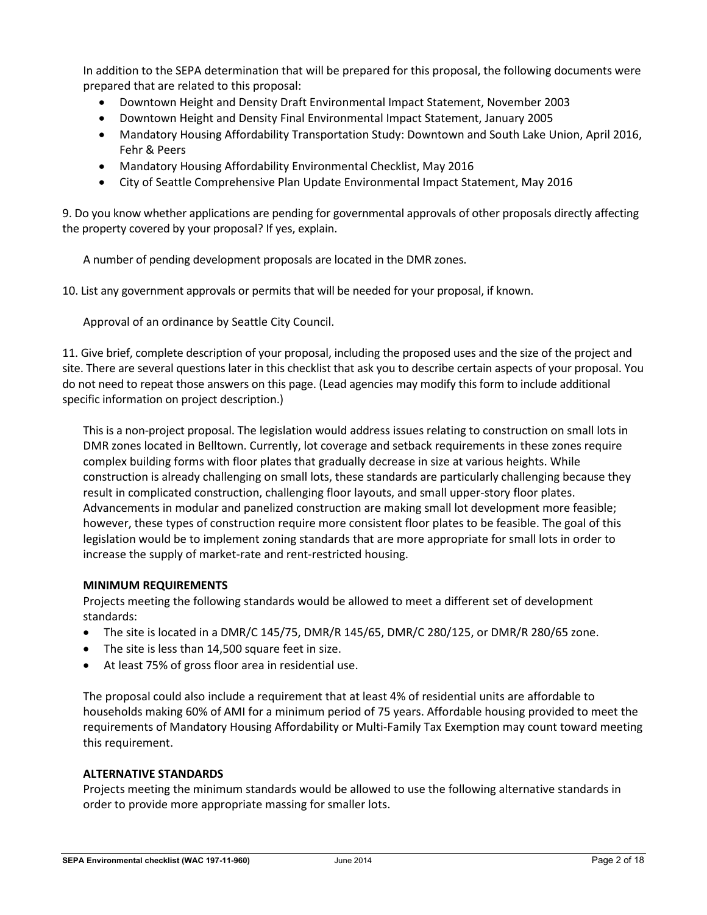In addition to the SEPA determination that will be prepared for this proposal, the following documents were prepared that are related to this proposal:

- Downtown Height and Density Draft Environmental Impact Statement, November 2003
- Downtown Height and Density Final Environmental Impact Statement, January 2005
- Mandatory Housing Affordability Transportation Study: Downtown and South Lake Union, April 2016, Fehr & Peers
- Mandatory Housing Affordability Environmental Checklist, May 2016
- City of Seattle Comprehensive Plan Update Environmental Impact Statement, May 2016

9. Do you know whether applications are pending for governmental approvals of other proposals directly affecting the property covered by your proposal? If yes, explain.

A number of pending development proposals are located in the DMR zones.

10. List any government approvals or permits that will be needed for your proposal, if known.

Approval of an ordinance by Seattle City Council.

11. Give brief, complete description of your proposal, including the proposed uses and the size of the project and site. There are several questions later in this checklist that ask you to describe certain aspects of your proposal. You do not need to repeat those answers on this page. (Lead agencies may modify this form to include additional specific information on project description.)

This is a non-project proposal. The legislation would address issues relating to construction on small lots in DMR zones located in Belltown. Currently, lot coverage and setback requirements in these zones require complex building forms with floor plates that gradually decrease in size at various heights. While construction is already challenging on small lots, these standards are particularly challenging because they result in complicated construction, challenging floor layouts, and small upper-story floor plates. Advancements in modular and panelized construction are making small lot development more feasible; however, these types of construction require more consistent floor plates to be feasible. The goal of this legislation would be to implement zoning standards that are more appropriate for small lots in order to increase the supply of market-rate and rent-restricted housing.

**MINIMUM REQUIREMENTS**

Projects meeting the following standards would be allowed to meet a different set of development standards:

- The site is located in a DMR/C 145/75, DMR/R 145/65, DMR/C 280/125, or DMR/R 280/65 zone.
- The site is less than 14,500 square feet in size.
- At least 75% of gross floor area in residential use.

The proposal could also include a requirement that at least 4% of residential units are affordable to households making 60% of AMI for a minimum period of 75 years. Affordable housing provided to meet the requirements of Mandatory Housing Affordability or Multi-Family Tax Exemption may count toward meeting this requirement.

**ALTERNATIVE STANDARDS**

Projects meeting the minimum standards would be allowed to use the following alternative standards in order to provide more appropriate massing for smaller lots.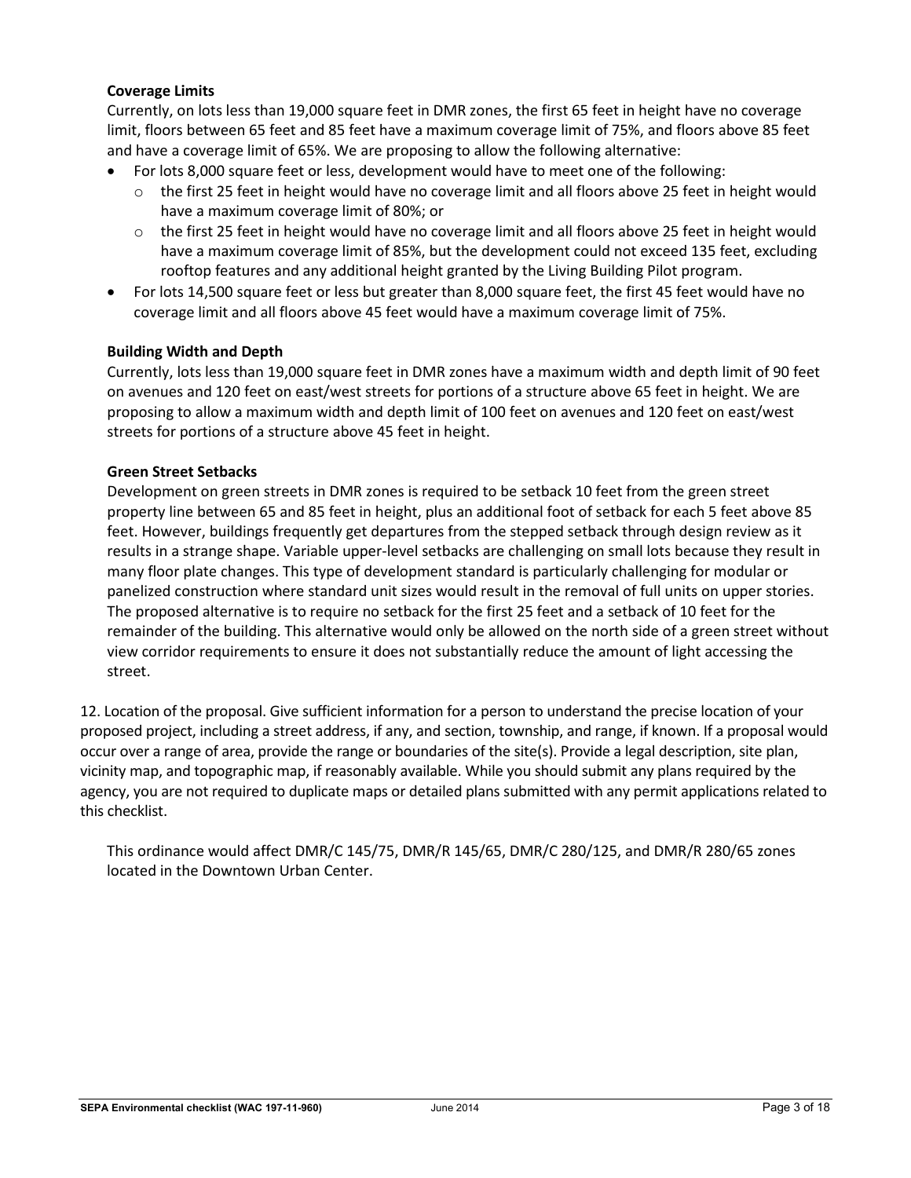**Coverage Limits**

Currently, on lots less than 19,000 square feet in DMR zones, the first 65 feet in height have no coverage limit, floors between 65 feet and 85 feet have a maximum coverage limit of 75%, and floors above 85 feet and have a coverage limit of 65%. We are proposing to allow the following alternative:

- For lots 8,000 square feet or less, development would have to meet one of the following:
  - the first 25 feet in height would have no coverage limit and all floors above 25 feet in height would have a maximum coverage limit of 80%; or
  - the first 25 feet in height would have no coverage limit and all floors above 25 feet in height would have a maximum coverage limit of 85%, but the development could not exceed 135 feet, excluding rooftop features and any additional height granted by the Living Building Pilot program.
- For lots 14,500 square feet or less but greater than 8,000 square feet, the first 45 feet would have no coverage limit and all floors above 45 feet would have a maximum coverage limit of 75%.

**Building Width and Depth**

Currently, lots less than 19,000 square feet in DMR zones have a maximum width and depth limit of 90 feet on avenues and 120 feet on east/west streets for portions of a structure above 65 feet in height. We are proposing to allow a maximum width and depth limit of 100 feet on avenues and 120 feet on east/west streets for portions of a structure above 45 feet in height.

**Green Street Setbacks**

Development on green streets in DMR zones is required to be setback 10 feet from the green street property line between 65 and 85 feet in height, plus an additional foot of setback for each 5 feet above 85 feet. However, buildings frequently get departures from the stepped setback through design review as it results in a strange shape. Variable upper-level setbacks are challenging on small lots because they result in many floor plate changes. This type of development standard is particularly challenging for modular or panelized construction where standard unit sizes would result in the removal of full units on upper stories. The proposed alternative is to require no setback for the first 25 feet and a setback of 10 feet for the remainder of the building. This alternative would only be allowed on the north side of a green street without view corridor requirements to ensure it does not substantially reduce the amount of light accessing the street.

12. Location of the proposal. Give sufficient information for a person to understand the precise location of your proposed project, including a street address, if any, and section, township, and range, if known. If a proposal would occur over a range of area, provide the range or boundaries of the site(s). Provide a legal description, site plan, vicinity map, and topographic map, if reasonably available. While you should submit any plans required by the agency, you are not required to duplicate maps or detailed plans submitted with any permit applications related to this checklist.

This ordinance would affect DMR/C 145/75, DMR/R 145/65, DMR/C 280/125, and DMR/R 280/65 zones located in the Downtown Urban Center.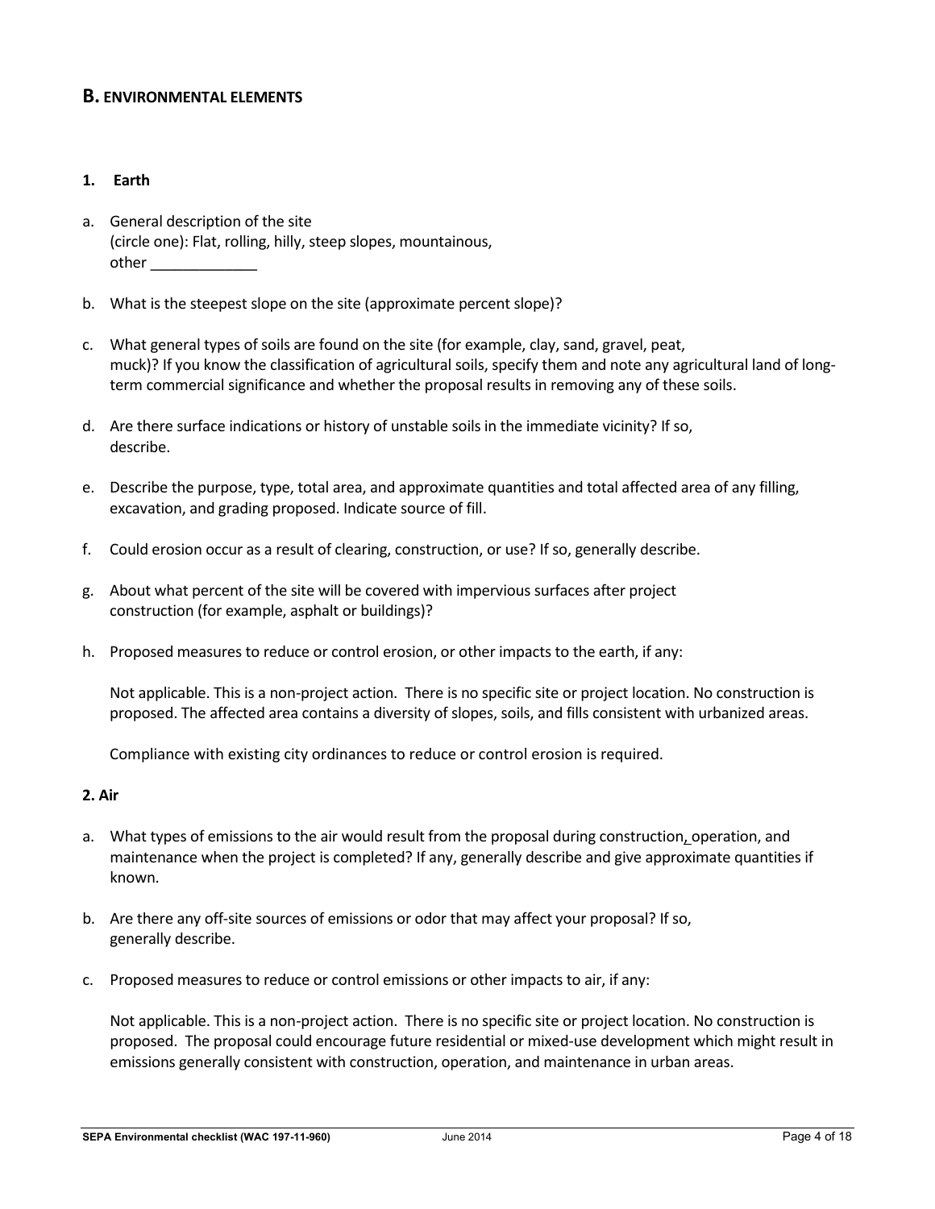## B. ENVIRONMENTAL ELEMENTS

### 1. Earth

a. General description of the site
(circle one): Flat, rolling, hilly, steep slopes, mountainous,
other _____________

b. What is the steepest slope on the site (approximate percent slope)?

c. What general types of soils are found on the site (for example, clay, sand, gravel, peat, muck)? If you know the classification of agricultural soils, specify them and note any agricultural land of long-term commercial significance and whether the proposal results in removing any of these soils.

d. Are there surface indications or history of unstable soils in the immediate vicinity? If so, describe.

e. Describe the purpose, type, total area, and approximate quantities and total affected area of any filling, excavation, and grading proposed. Indicate source of fill.

f. Could erosion occur as a result of clearing, construction, or use? If so, generally describe.

g. About what percent of the site will be covered with impervious surfaces after project construction (for example, asphalt or buildings)?

h. Proposed measures to reduce or control erosion, or other impacts to the earth, if any:

Not applicable. This is a non-project action. There is no specific site or project location. No construction is proposed. The affected area contains a diversity of slopes, soils, and fills consistent with urbanized areas.

Compliance with existing city ordinances to reduce or control erosion is required.

### 2. Air

a. What types of emissions to the air would result from the proposal during construction, operation, and maintenance when the project is completed? If any, generally describe and give approximate quantities if known.

b. Are there any off-site sources of emissions or odor that may affect your proposal? If so, generally describe.

c. Proposed measures to reduce or control emissions or other impacts to air, if any:

Not applicable. This is a non-project action. There is no specific site or project location. No construction is proposed. The proposal could encourage future residential or mixed-use development which might result in emissions generally consistent with construction, operation, and maintenance in urban areas.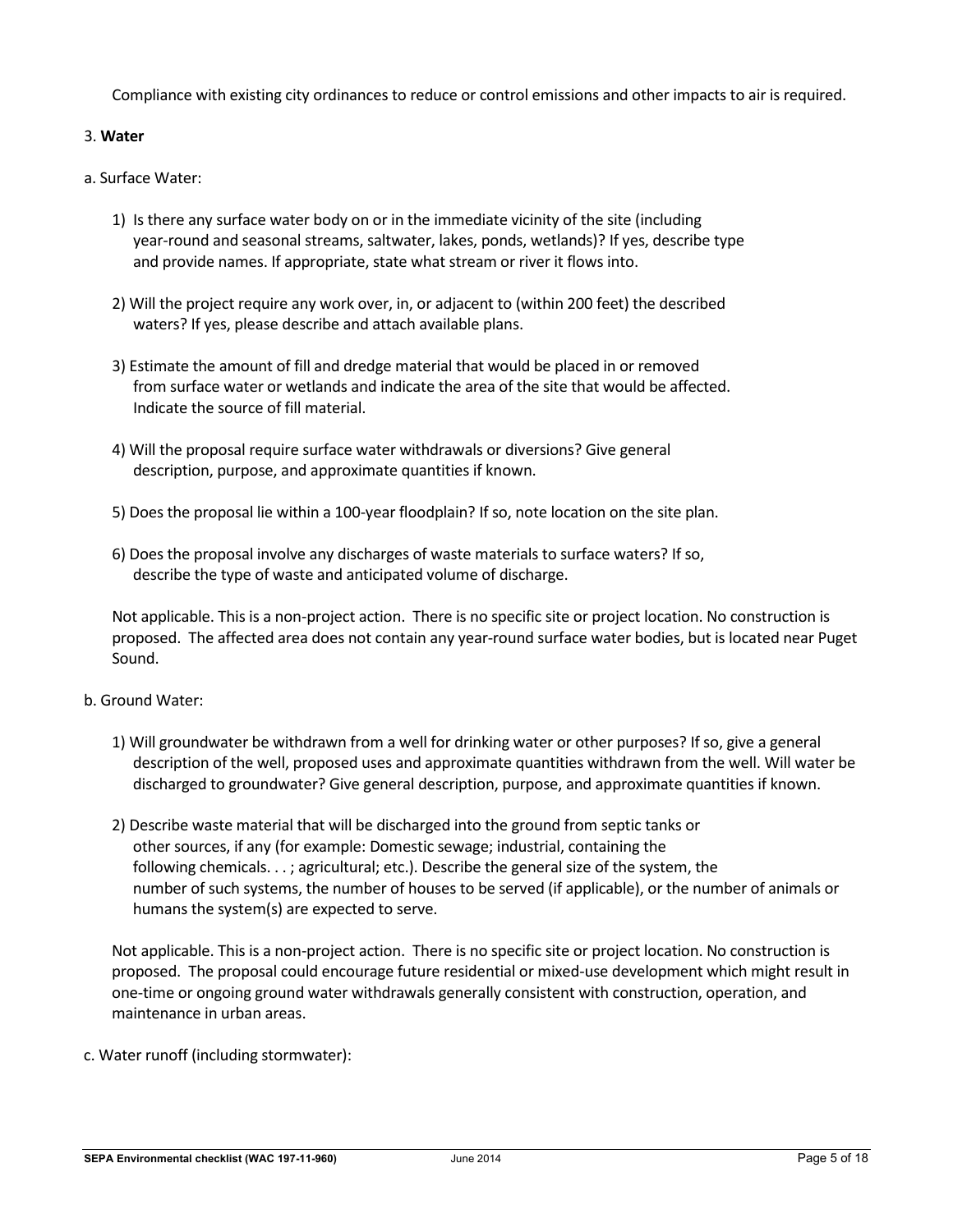Compliance with existing city ordinances to reduce or control emissions and other impacts to air is required.

3. **Water**

a. Surface Water:

1) Is there any surface water body on or in the immediate vicinity of the site (including year-round and seasonal streams, saltwater, lakes, ponds, wetlands)? If yes, describe type and provide names. If appropriate, state what stream or river it flows into.

2) Will the project require any work over, in, or adjacent to (within 200 feet) the described waters? If yes, please describe and attach available plans.

3) Estimate the amount of fill and dredge material that would be placed in or removed from surface water or wetlands and indicate the area of the site that would be affected. Indicate the source of fill material.

4) Will the proposal require surface water withdrawals or diversions? Give general description, purpose, and approximate quantities if known.

5) Does the proposal lie within a 100-year floodplain? If so, note location on the site plan.

6) Does the proposal involve any discharges of waste materials to surface waters? If so, describe the type of waste and anticipated volume of discharge.

Not applicable. This is a non-project action. There is no specific site or project location. No construction is proposed. The affected area does not contain any year-round surface water bodies, but is located near Puget Sound.

b. Ground Water:

1) Will groundwater be withdrawn from a well for drinking water or other purposes? If so, give a general description of the well, proposed uses and approximate quantities withdrawn from the well. Will water be discharged to groundwater? Give general description, purpose, and approximate quantities if known.

2) Describe waste material that will be discharged into the ground from septic tanks or other sources, if any (for example: Domestic sewage; industrial, containing the following chemicals. . . ; agricultural; etc.). Describe the general size of the system, the number of such systems, the number of houses to be served (if applicable), or the number of animals or humans the system(s) are expected to serve.

Not applicable. This is a non-project action. There is no specific site or project location. No construction is proposed. The proposal could encourage future residential or mixed-use development which might result in one-time or ongoing ground water withdrawals generally consistent with construction, operation, and maintenance in urban areas.

c. Water runoff (including stormwater):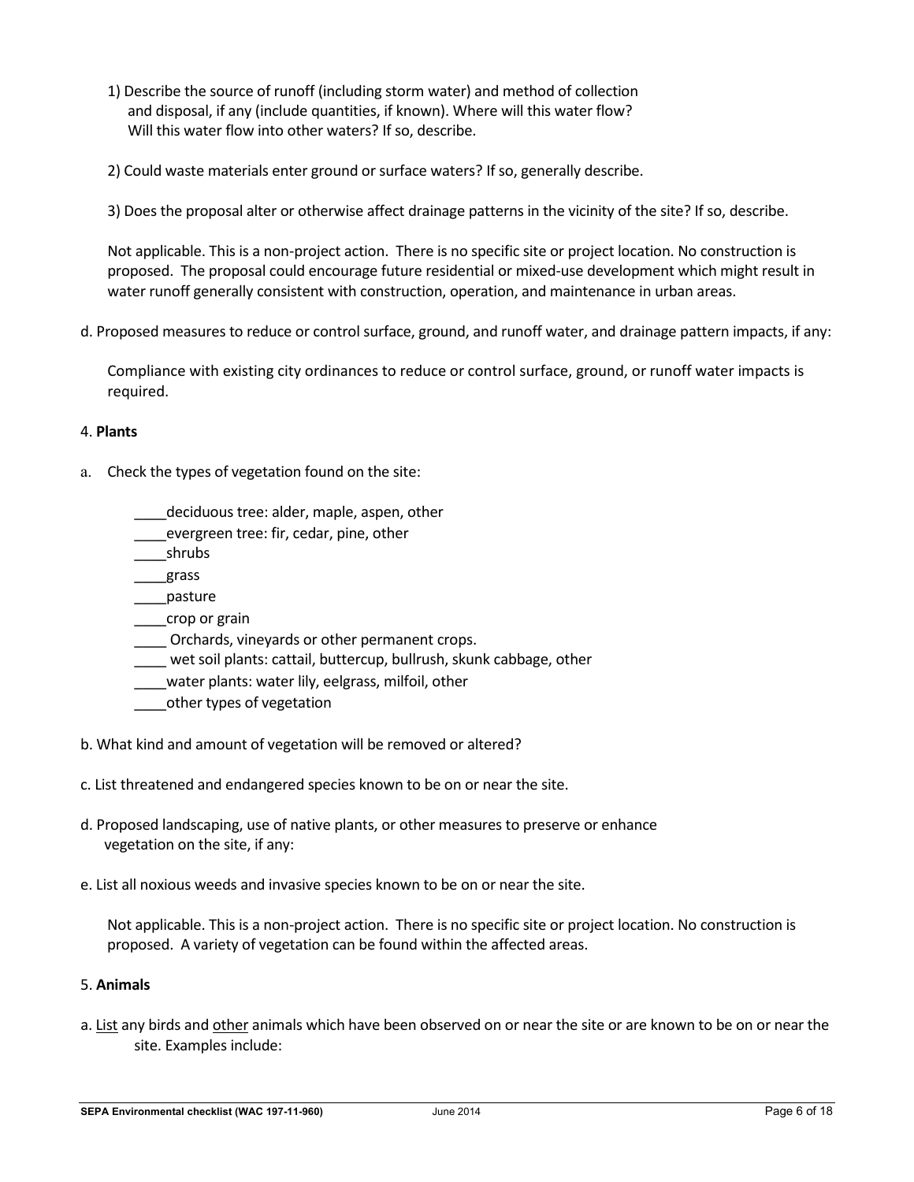1) Describe the source of runoff (including storm water) and method of collection and disposal, if any (include quantities, if known). Where will this water flow? Will this water flow into other waters? If so, describe.

2) Could waste materials enter ground or surface waters? If so, generally describe.

3) Does the proposal alter or otherwise affect drainage patterns in the vicinity of the site? If so, describe.

Not applicable. This is a non-project action. There is no specific site or project location. No construction is proposed. The proposal could encourage future residential or mixed-use development which might result in water runoff generally consistent with construction, operation, and maintenance in urban areas.

d. Proposed measures to reduce or control surface, ground, and runoff water, and drainage pattern impacts, if any:

Compliance with existing city ordinances to reduce or control surface, ground, or runoff water impacts is required.

4. **Plants**

a. Check the types of vegetation found on the site:

____deciduous tree: alder, maple, aspen, other
____evergreen tree: fir, cedar, pine, other
____shrubs
____grass
____pasture
____crop or grain
____ Orchards, vineyards or other permanent crops.
____ wet soil plants: cattail, buttercup, bullrush, skunk cabbage, other
____water plants: water lily, eelgrass, milfoil, other
____other types of vegetation

b. What kind and amount of vegetation will be removed or altered?

c. List threatened and endangered species known to be on or near the site.

d. Proposed landscaping, use of native plants, or other measures to preserve or enhance vegetation on the site, if any:

e. List all noxious weeds and invasive species known to be on or near the site.

Not applicable. This is a non-project action. There is no specific site or project location. No construction is proposed. A variety of vegetation can be found within the affected areas.

5. **Animals**

a. List any birds and other animals which have been observed on or near the site or are known to be on or near the site. Examples include: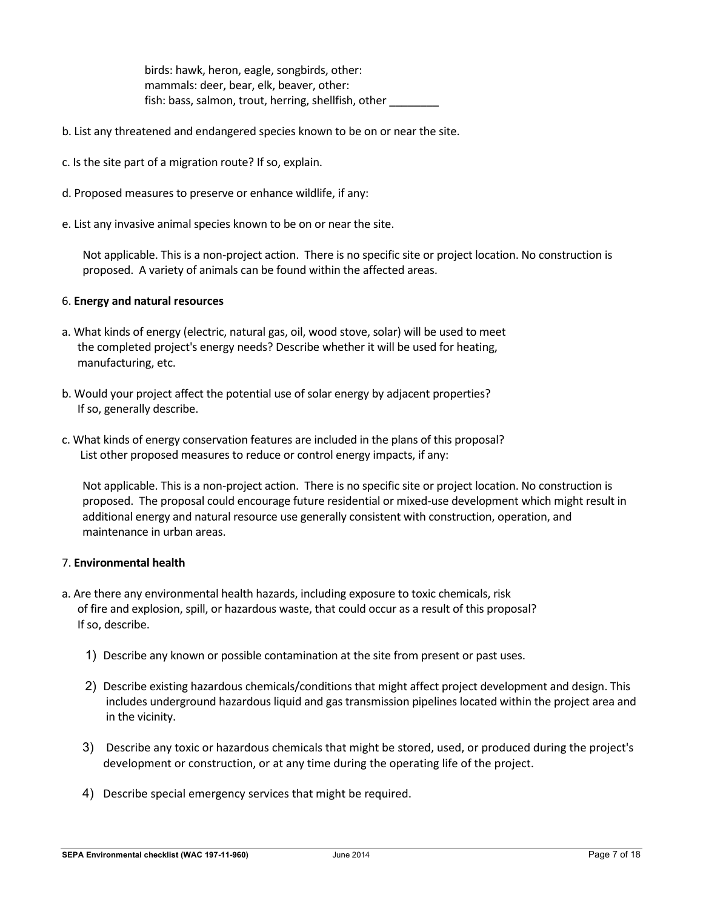birds: hawk, heron, eagle, songbirds, other:
mammals: deer, bear, elk, beaver, other:
fish: bass, salmon, trout, herring, shellfish, other ________

b. List any threatened and endangered species known to be on or near the site.

c. Is the site part of a migration route? If so, explain.

d. Proposed measures to preserve or enhance wildlife, if any:

e. List any invasive animal species known to be on or near the site.

Not applicable. This is a non-project action. There is no specific site or project location. No construction is proposed. A variety of animals can be found within the affected areas.

6. **Energy and natural resources**

a. What kinds of energy (electric, natural gas, oil, wood stove, solar) will be used to meet the completed project's energy needs? Describe whether it will be used for heating, manufacturing, etc.

b. Would your project affect the potential use of solar energy by adjacent properties? If so, generally describe.

c. What kinds of energy conservation features are included in the plans of this proposal? List other proposed measures to reduce or control energy impacts, if any:

Not applicable. This is a non-project action. There is no specific site or project location. No construction is proposed. The proposal could encourage future residential or mixed-use development which might result in additional energy and natural resource use generally consistent with construction, operation, and maintenance in urban areas.

7. **Environmental health**

a. Are there any environmental health hazards, including exposure to toxic chemicals, risk of fire and explosion, spill, or hazardous waste, that could occur as a result of this proposal? If so, describe.

1) Describe any known or possible contamination at the site from present or past uses.

2) Describe existing hazardous chemicals/conditions that might affect project development and design. This includes underground hazardous liquid and gas transmission pipelines located within the project area and in the vicinity.

3) Describe any toxic or hazardous chemicals that might be stored, used, or produced during the project's development or construction, or at any time during the operating life of the project.

4) Describe special emergency services that might be required.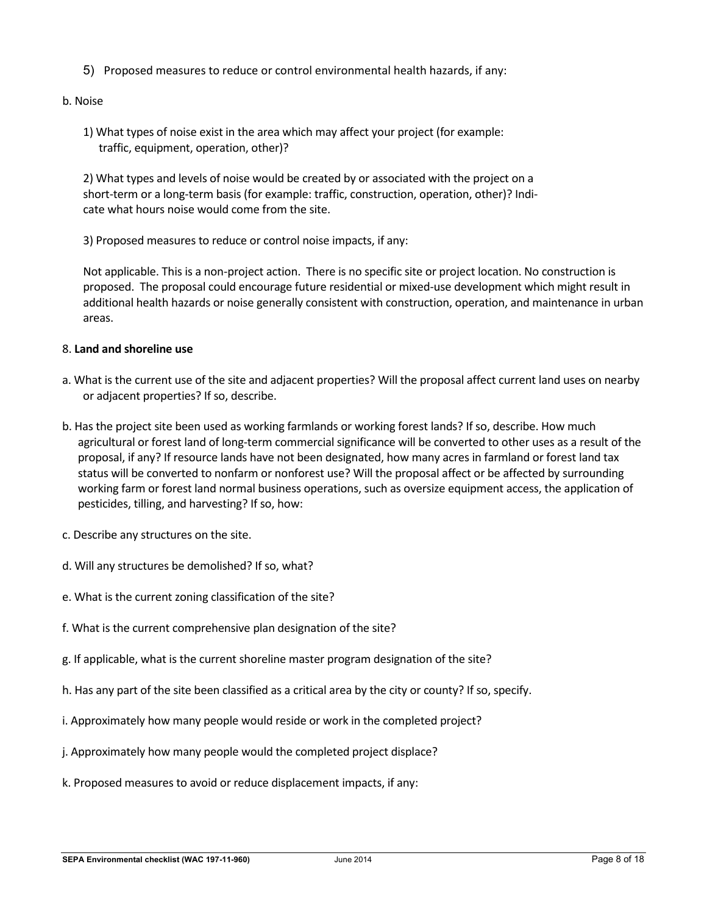5) Proposed measures to reduce or control environmental health hazards, if any:

b. Noise

1) What types of noise exist in the area which may affect your project (for example: traffic, equipment, operation, other)?

2) What types and levels of noise would be created by or associated with the project on a short-term or a long-term basis (for example: traffic, construction, operation, other)? Indicate what hours noise would come from the site.

3) Proposed measures to reduce or control noise impacts, if any:

Not applicable. This is a non-project action. There is no specific site or project location. No construction is proposed. The proposal could encourage future residential or mixed-use development which might result in additional health hazards or noise generally consistent with construction, operation, and maintenance in urban areas.

8. **Land and shoreline use**

a. What is the current use of the site and adjacent properties? Will the proposal affect current land uses on nearby or adjacent properties? If so, describe.

b. Has the project site been used as working farmlands or working forest lands? If so, describe. How much agricultural or forest land of long-term commercial significance will be converted to other uses as a result of the proposal, if any? If resource lands have not been designated, how many acres in farmland or forest land tax status will be converted to nonfarm or nonforest use? Will the proposal affect or be affected by surrounding working farm or forest land normal business operations, such as oversize equipment access, the application of pesticides, tilling, and harvesting? If so, how:

c. Describe any structures on the site.

d. Will any structures be demolished? If so, what?

e. What is the current zoning classification of the site?

f. What is the current comprehensive plan designation of the site?

g. If applicable, what is the current shoreline master program designation of the site?

h. Has any part of the site been classified as a critical area by the city or county? If so, specify.

i. Approximately how many people would reside or work in the completed project?

j. Approximately how many people would the completed project displace?

k. Proposed measures to avoid or reduce displacement impacts, if any: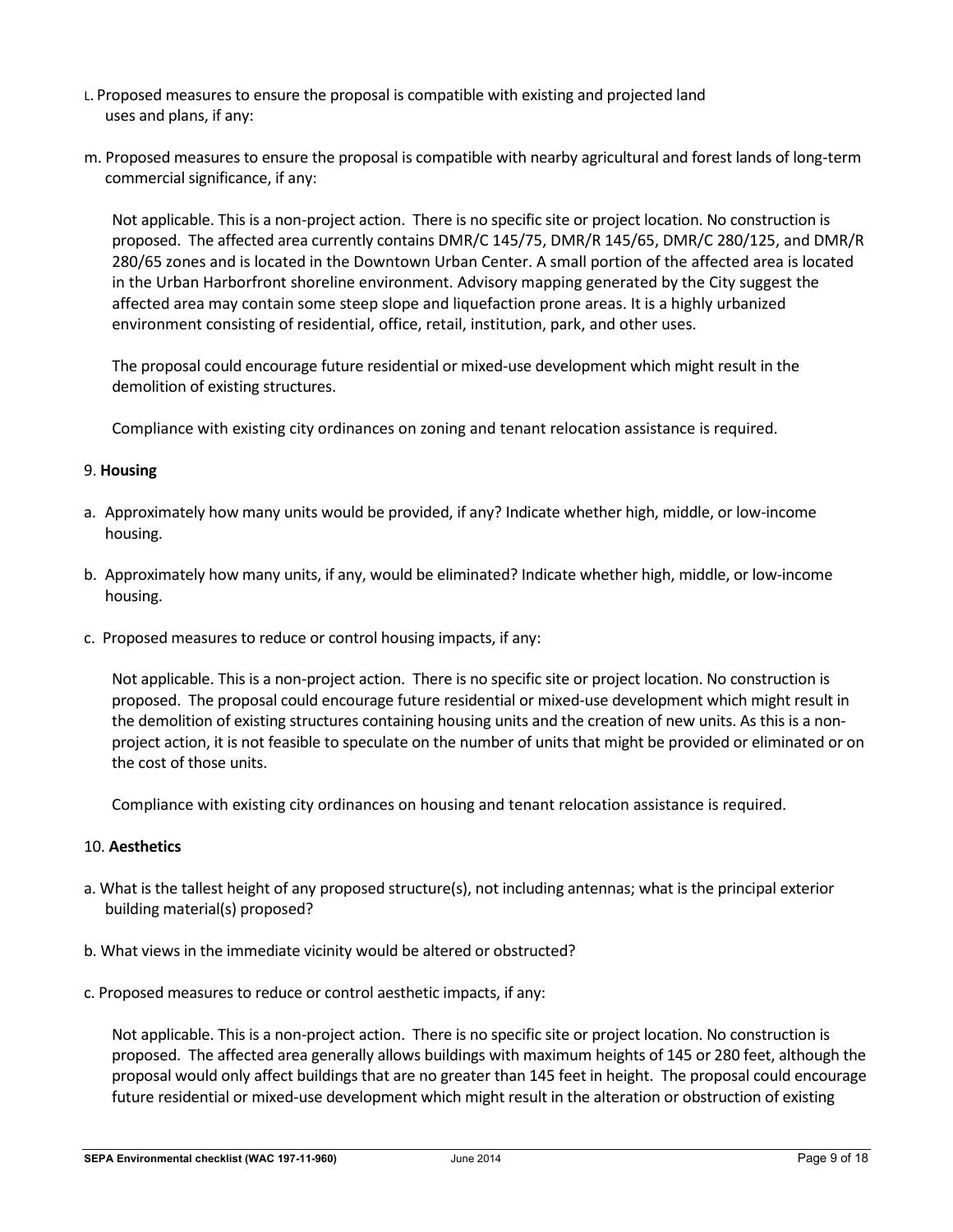l. Proposed measures to ensure the proposal is compatible with existing and projected land uses and plans, if any:

m. Proposed measures to ensure the proposal is compatible with nearby agricultural and forest lands of long-term commercial significance, if any:

Not applicable. This is a non-project action. There is no specific site or project location. No construction is proposed. The affected area currently contains DMR/C 145/75, DMR/R 145/65, DMR/C 280/125, and DMR/R 280/65 zones and is located in the Downtown Urban Center. A small portion of the affected area is located in the Urban Harborfront shoreline environment. Advisory mapping generated by the City suggest the affected area may contain some steep slope and liquefaction prone areas. It is a highly urbanized environment consisting of residential, office, retail, institution, park, and other uses.

The proposal could encourage future residential or mixed-use development which might result in the demolition of existing structures.

Compliance with existing city ordinances on zoning and tenant relocation assistance is required.

9. **Housing**

a. Approximately how many units would be provided, if any? Indicate whether high, middle, or low-income housing.

b. Approximately how many units, if any, would be eliminated? Indicate whether high, middle, or low-income housing.

c. Proposed measures to reduce or control housing impacts, if any:

Not applicable. This is a non-project action. There is no specific site or project location. No construction is proposed. The proposal could encourage future residential or mixed-use development which might result in the demolition of existing structures containing housing units and the creation of new units. As this is a non-project action, it is not feasible to speculate on the number of units that might be provided or eliminated or on the cost of those units.

Compliance with existing city ordinances on housing and tenant relocation assistance is required.

10. **Aesthetics**

a. What is the tallest height of any proposed structure(s), not including antennas; what is the principal exterior building material(s) proposed?

b. What views in the immediate vicinity would be altered or obstructed?

c. Proposed measures to reduce or control aesthetic impacts, if any:

Not applicable. This is a non-project action. There is no specific site or project location. No construction is proposed. The affected area generally allows buildings with maximum heights of 145 or 280 feet, although the proposal would only affect buildings that are no greater than 145 feet in height. The proposal could encourage future residential or mixed-use development which might result in the alteration or obstruction of existing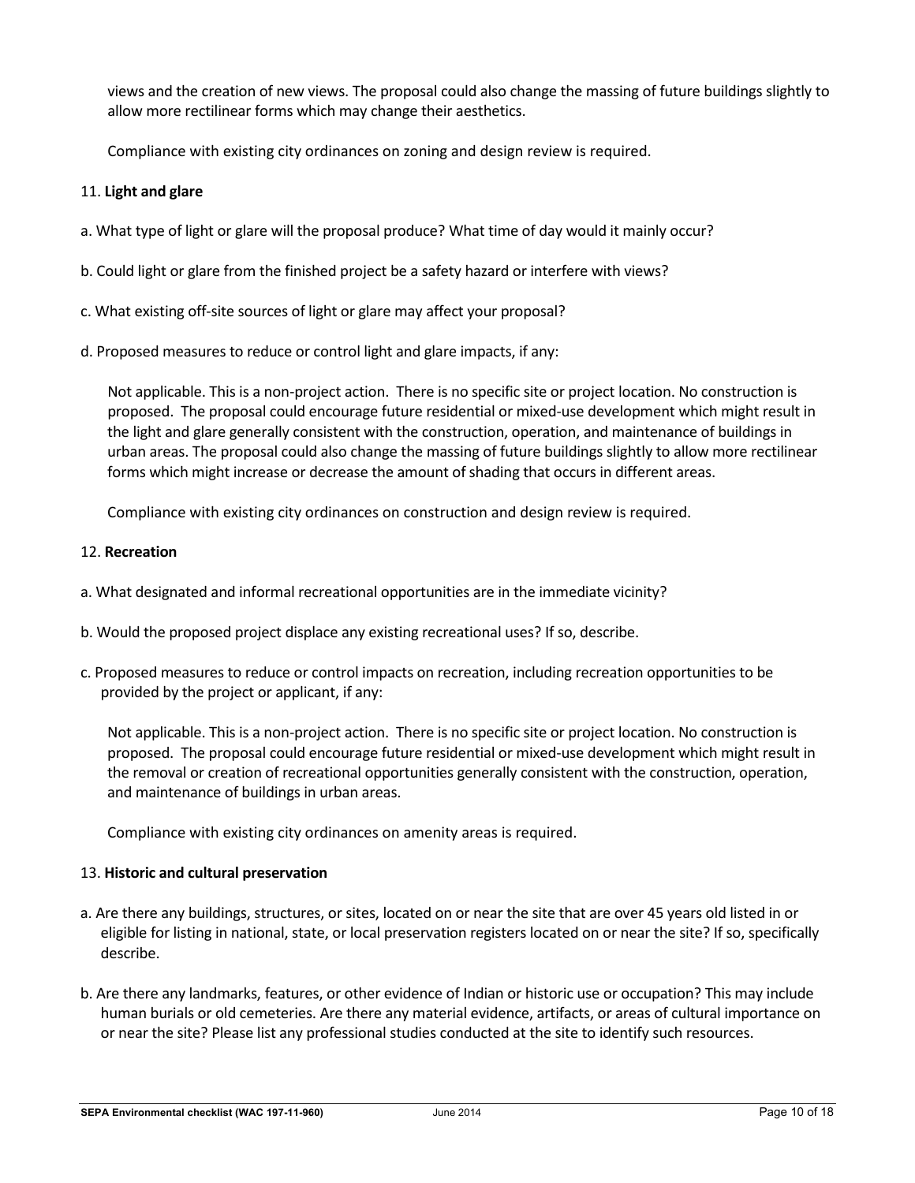views and the creation of new views. The proposal could also change the massing of future buildings slightly to allow more rectilinear forms which may change their aesthetics.

Compliance with existing city ordinances on zoning and design review is required.

11. **Light and glare**

a. What type of light or glare will the proposal produce? What time of day would it mainly occur?

b. Could light or glare from the finished project be a safety hazard or interfere with views?

c. What existing off-site sources of light or glare may affect your proposal?

d. Proposed measures to reduce or control light and glare impacts, if any:

Not applicable. This is a non-project action. There is no specific site or project location. No construction is proposed. The proposal could encourage future residential or mixed-use development which might result in the light and glare generally consistent with the construction, operation, and maintenance of buildings in urban areas. The proposal could also change the massing of future buildings slightly to allow more rectilinear forms which might increase or decrease the amount of shading that occurs in different areas.

Compliance with existing city ordinances on construction and design review is required.

12. **Recreation**

a. What designated and informal recreational opportunities are in the immediate vicinity?

b. Would the proposed project displace any existing recreational uses? If so, describe.

c. Proposed measures to reduce or control impacts on recreation, including recreation opportunities to be provided by the project or applicant, if any:

Not applicable. This is a non-project action. There is no specific site or project location. No construction is proposed. The proposal could encourage future residential or mixed-use development which might result in the removal or creation of recreational opportunities generally consistent with the construction, operation, and maintenance of buildings in urban areas.

Compliance with existing city ordinances on amenity areas is required.

13. **Historic and cultural preservation**

a. Are there any buildings, structures, or sites, located on or near the site that are over 45 years old listed in or eligible for listing in national, state, or local preservation registers located on or near the site? If so, specifically describe.

b. Are there any landmarks, features, or other evidence of Indian or historic use or occupation? This may include human burials or old cemeteries. Are there any material evidence, artifacts, or areas of cultural importance on or near the site? Please list any professional studies conducted at the site to identify such resources.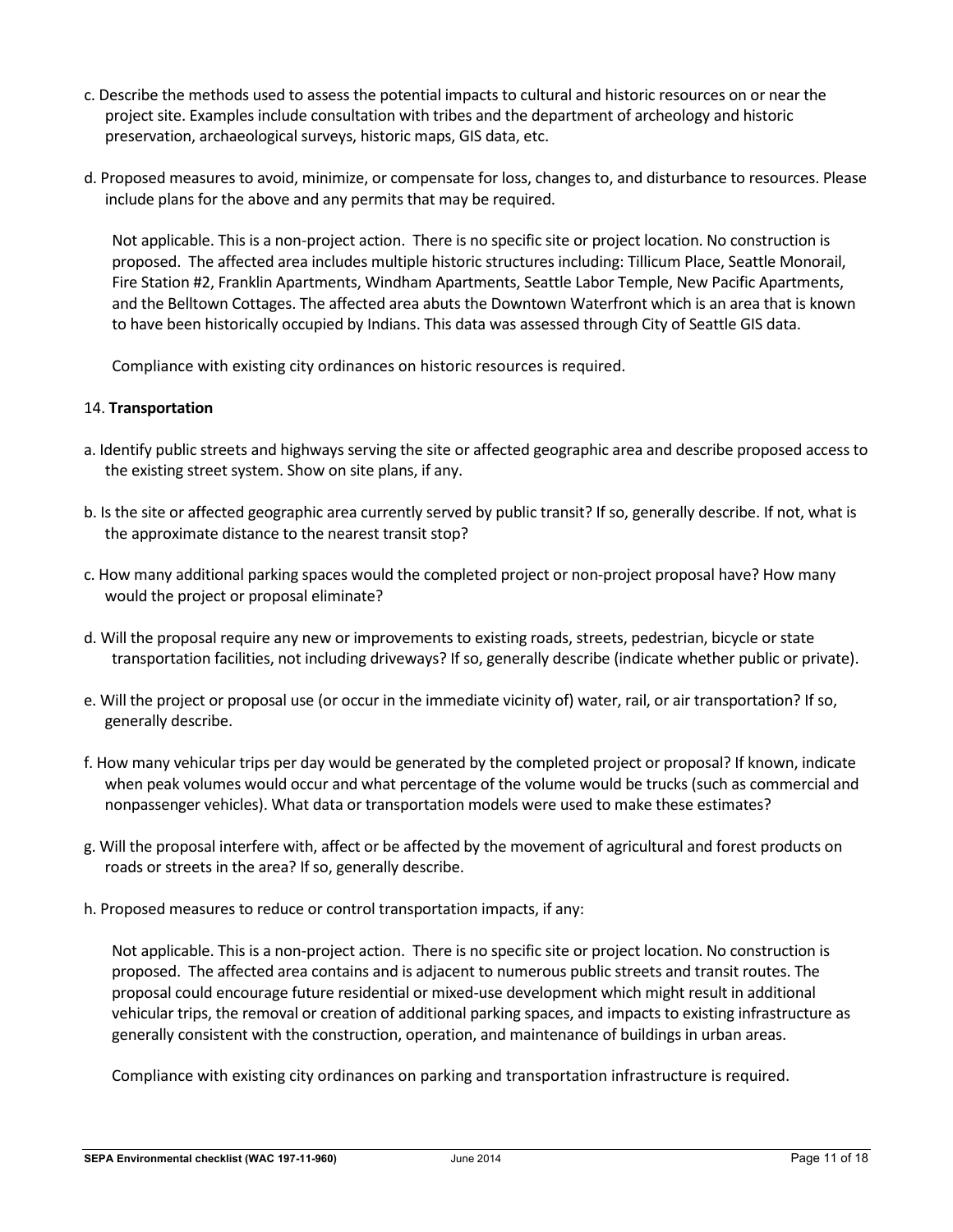c. Describe the methods used to assess the potential impacts to cultural and historic resources on or near the project site. Examples include consultation with tribes and the department of archeology and historic preservation, archaeological surveys, historic maps, GIS data, etc.

d. Proposed measures to avoid, minimize, or compensate for loss, changes to, and disturbance to resources. Please include plans for the above and any permits that may be required.

Not applicable. This is a non-project action. There is no specific site or project location. No construction is proposed. The affected area includes multiple historic structures including: Tillicum Place, Seattle Monorail, Fire Station #2, Franklin Apartments, Windham Apartments, Seattle Labor Temple, New Pacific Apartments, and the Belltown Cottages. The affected area abuts the Downtown Waterfront which is an area that is known to have been historically occupied by Indians. This data was assessed through City of Seattle GIS data.

Compliance with existing city ordinances on historic resources is required.

14. **Transportation**

a. Identify public streets and highways serving the site or affected geographic area and describe proposed access to the existing street system. Show on site plans, if any.

b. Is the site or affected geographic area currently served by public transit? If so, generally describe. If not, what is the approximate distance to the nearest transit stop?

c. How many additional parking spaces would the completed project or non-project proposal have? How many would the project or proposal eliminate?

d. Will the proposal require any new or improvements to existing roads, streets, pedestrian, bicycle or state transportation facilities, not including driveways? If so, generally describe (indicate whether public or private).

e. Will the project or proposal use (or occur in the immediate vicinity of) water, rail, or air transportation? If so, generally describe.

f. How many vehicular trips per day would be generated by the completed project or proposal? If known, indicate when peak volumes would occur and what percentage of the volume would be trucks (such as commercial and nonpassenger vehicles). What data or transportation models were used to make these estimates?

g. Will the proposal interfere with, affect or be affected by the movement of agricultural and forest products on roads or streets in the area? If so, generally describe.

h. Proposed measures to reduce or control transportation impacts, if any:

Not applicable. This is a non-project action. There is no specific site or project location. No construction is proposed. The affected area contains and is adjacent to numerous public streets and transit routes. The proposal could encourage future residential or mixed-use development which might result in additional vehicular trips, the removal or creation of additional parking spaces, and impacts to existing infrastructure as generally consistent with the construction, operation, and maintenance of buildings in urban areas.

Compliance with existing city ordinances on parking and transportation infrastructure is required.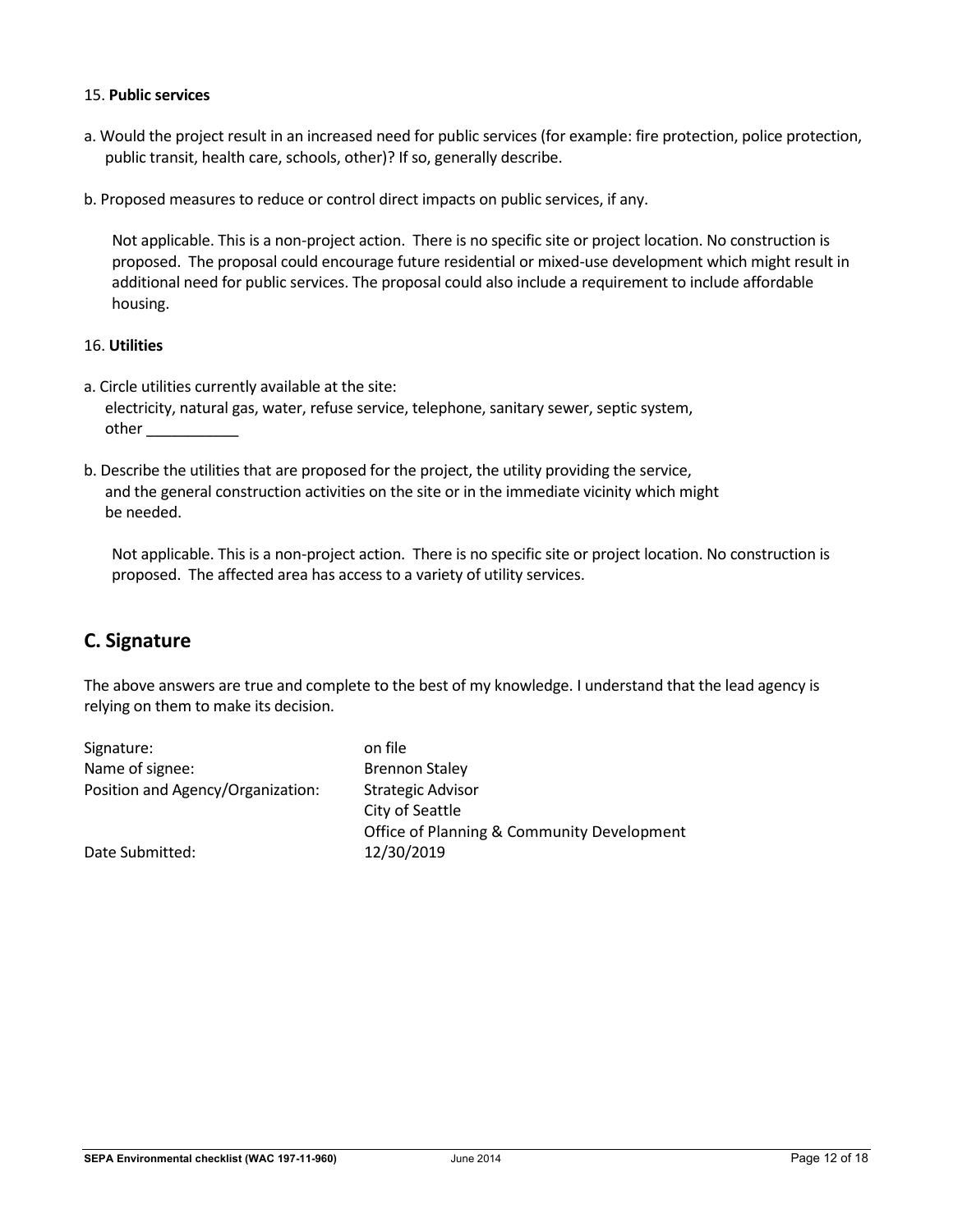15. **Public services**

a. Would the project result in an increased need for public services (for example: fire protection, police protection, public transit, health care, schools, other)? If so, generally describe.

b. Proposed measures to reduce or control direct impacts on public services, if any.

Not applicable. This is a non-project action. There is no specific site or project location. No construction is proposed. The proposal could encourage future residential or mixed-use development which might result in additional need for public services. The proposal could also include a requirement to include affordable housing.

16. **Utilities**

a. Circle utilities currently available at the site:
electricity, natural gas, water, refuse service, telephone, sanitary sewer, septic system, other ___________

b. Describe the utilities that are proposed for the project, the utility providing the service, and the general construction activities on the site or in the immediate vicinity which might be needed.

Not applicable. This is a non-project action. There is no specific site or project location. No construction is proposed. The affected area has access to a variety of utility services.

## C. Signature

The above answers are true and complete to the best of my knowledge. I understand that the lead agency is relying on them to make its decision.

| | |
|---|---|
| Signature: | on file |
| Name of signee: | Brennon Staley |
| Position and Agency/Organization: | Strategic Advisor<br>City of Seattle<br>Office of Planning & Community Development |
| Date Submitted: | 12/30/2019 |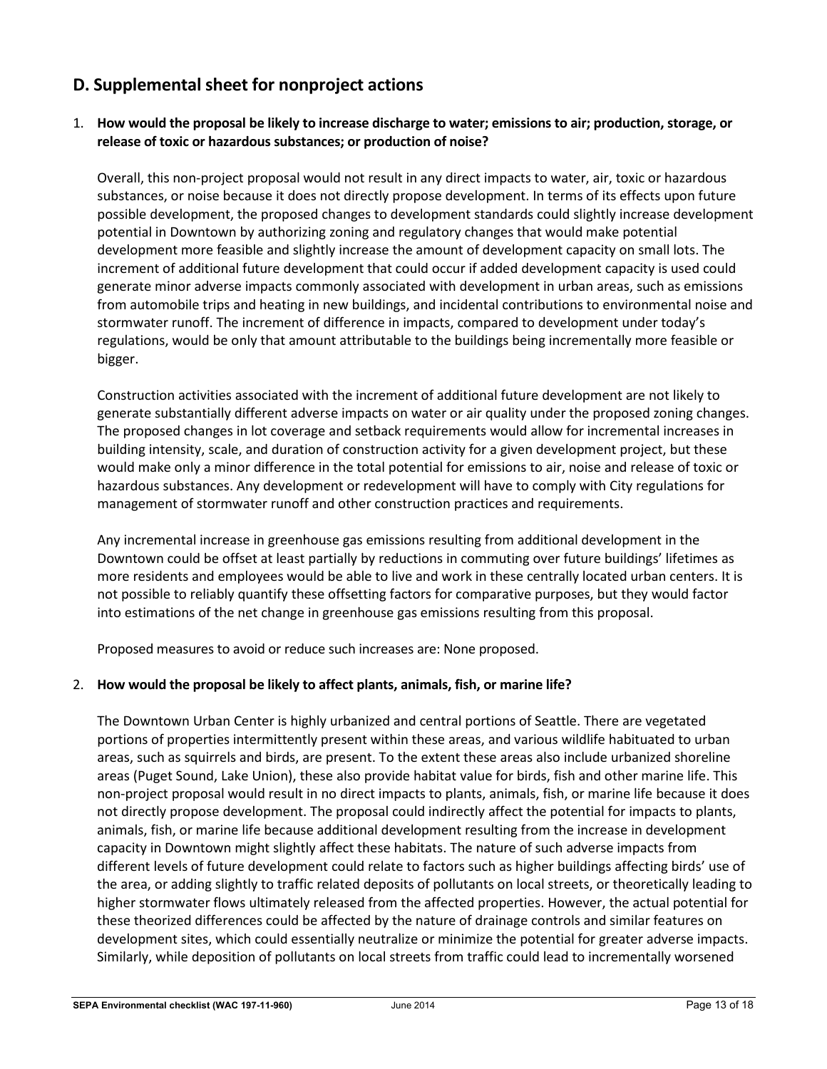## D. Supplemental sheet for nonproject actions

1. **How would the proposal be likely to increase discharge to water; emissions to air; production, storage, or release of toxic or hazardous substances; or production of noise?**

   Overall, this non-project proposal would not result in any direct impacts to water, air, toxic or hazardous substances, or noise because it does not directly propose development. In terms of its effects upon future possible development, the proposed changes to development standards could slightly increase development potential in Downtown by authorizing zoning and regulatory changes that would make potential development more feasible and slightly increase the amount of development capacity on small lots. The increment of additional future development that could occur if added development capacity is used could generate minor adverse impacts commonly associated with development in urban areas, such as emissions from automobile trips and heating in new buildings, and incidental contributions to environmental noise and stormwater runoff. The increment of difference in impacts, compared to development under today's regulations, would be only that amount attributable to the buildings being incrementally more feasible or bigger.

   Construction activities associated with the increment of additional future development are not likely to generate substantially different adverse impacts on water or air quality under the proposed zoning changes. The proposed changes in lot coverage and setback requirements would allow for incremental increases in building intensity, scale, and duration of construction activity for a given development project, but these would make only a minor difference in the total potential for emissions to air, noise and release of toxic or hazardous substances. Any development or redevelopment will have to comply with City regulations for management of stormwater runoff and other construction practices and requirements.

   Any incremental increase in greenhouse gas emissions resulting from additional development in the Downtown could be offset at least partially by reductions in commuting over future buildings' lifetimes as more residents and employees would be able to live and work in these centrally located urban centers. It is not possible to reliably quantify these offsetting factors for comparative purposes, but they would factor into estimations of the net change in greenhouse gas emissions resulting from this proposal.

   Proposed measures to avoid or reduce such increases are: None proposed.

2. **How would the proposal be likely to affect plants, animals, fish, or marine life?**

   The Downtown Urban Center is highly urbanized and central portions of Seattle. There are vegetated portions of properties intermittently present within these areas, and various wildlife habituated to urban areas, such as squirrels and birds, are present. To the extent these areas also include urbanized shoreline areas (Puget Sound, Lake Union), these also provide habitat value for birds, fish and other marine life. This non-project proposal would result in no direct impacts to plants, animals, fish, or marine life because it does not directly propose development. The proposal could indirectly affect the potential for impacts to plants, animals, fish, or marine life because additional development resulting from the increase in development capacity in Downtown might slightly affect these habitats. The nature of such adverse impacts from different levels of future development could relate to factors such as higher buildings affecting birds' use of the area, or adding slightly to traffic related deposits of pollutants on local streets, or theoretically leading to higher stormwater flows ultimately released from the affected properties. However, the actual potential for these theorized differences could be affected by the nature of drainage controls and similar features on development sites, which could essentially neutralize or minimize the potential for greater adverse impacts. Similarly, while deposition of pollutants on local streets from traffic could lead to incrementally worsened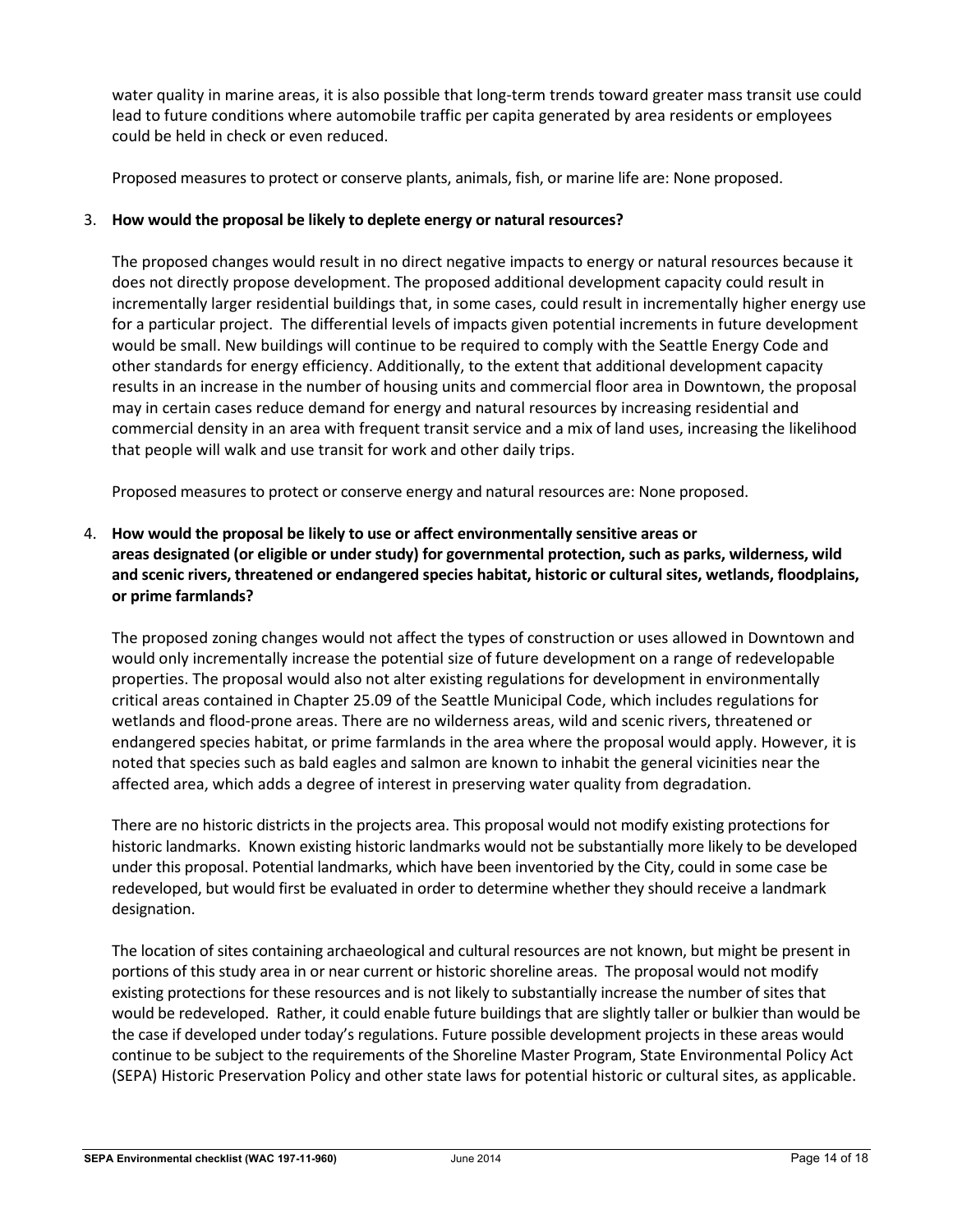water quality in marine areas, it is also possible that long-term trends toward greater mass transit use could lead to future conditions where automobile traffic per capita generated by area residents or employees could be held in check or even reduced.

Proposed measures to protect or conserve plants, animals, fish, or marine life are: None proposed.

3. **How would the proposal be likely to deplete energy or natural resources?**

   The proposed changes would result in no direct negative impacts to energy or natural resources because it does not directly propose development. The proposed additional development capacity could result in incrementally larger residential buildings that, in some cases, could result in incrementally higher energy use for a particular project. The differential levels of impacts given potential increments in future development would be small. New buildings will continue to be required to comply with the Seattle Energy Code and other standards for energy efficiency. Additionally, to the extent that additional development capacity results in an increase in the number of housing units and commercial floor area in Downtown, the proposal may in certain cases reduce demand for energy and natural resources by increasing residential and commercial density in an area with frequent transit service and a mix of land uses, increasing the likelihood that people will walk and use transit for work and other daily trips.

   Proposed measures to protect or conserve energy and natural resources are: None proposed.

4. **How would the proposal be likely to use or affect environmentally sensitive areas or areas designated (or eligible or under study) for governmental protection, such as parks, wilderness, wild and scenic rivers, threatened or endangered species habitat, historic or cultural sites, wetlands, floodplains, or prime farmlands?**

   The proposed zoning changes would not affect the types of construction or uses allowed in Downtown and would only incrementally increase the potential size of future development on a range of redevelopable properties. The proposal would also not alter existing regulations for development in environmentally critical areas contained in Chapter 25.09 of the Seattle Municipal Code, which includes regulations for wetlands and flood-prone areas. There are no wilderness areas, wild and scenic rivers, threatened or endangered species habitat, or prime farmlands in the area where the proposal would apply. However, it is noted that species such as bald eagles and salmon are known to inhabit the general vicinities near the affected area, which adds a degree of interest in preserving water quality from degradation.

   There are no historic districts in the projects area. This proposal would not modify existing protections for historic landmarks. Known existing historic landmarks would not be substantially more likely to be developed under this proposal. Potential landmarks, which have been inventoried by the City, could in some case be redeveloped, but would first be evaluated in order to determine whether they should receive a landmark designation.

   The location of sites containing archaeological and cultural resources are not known, but might be present in portions of this study area in or near current or historic shoreline areas. The proposal would not modify existing protections for these resources and is not likely to substantially increase the number of sites that would be redeveloped. Rather, it could enable future buildings that are slightly taller or bulkier than would be the case if developed under today's regulations. Future possible development projects in these areas would continue to be subject to the requirements of the Shoreline Master Program, State Environmental Policy Act (SEPA) Historic Preservation Policy and other state laws for potential historic or cultural sites, as applicable.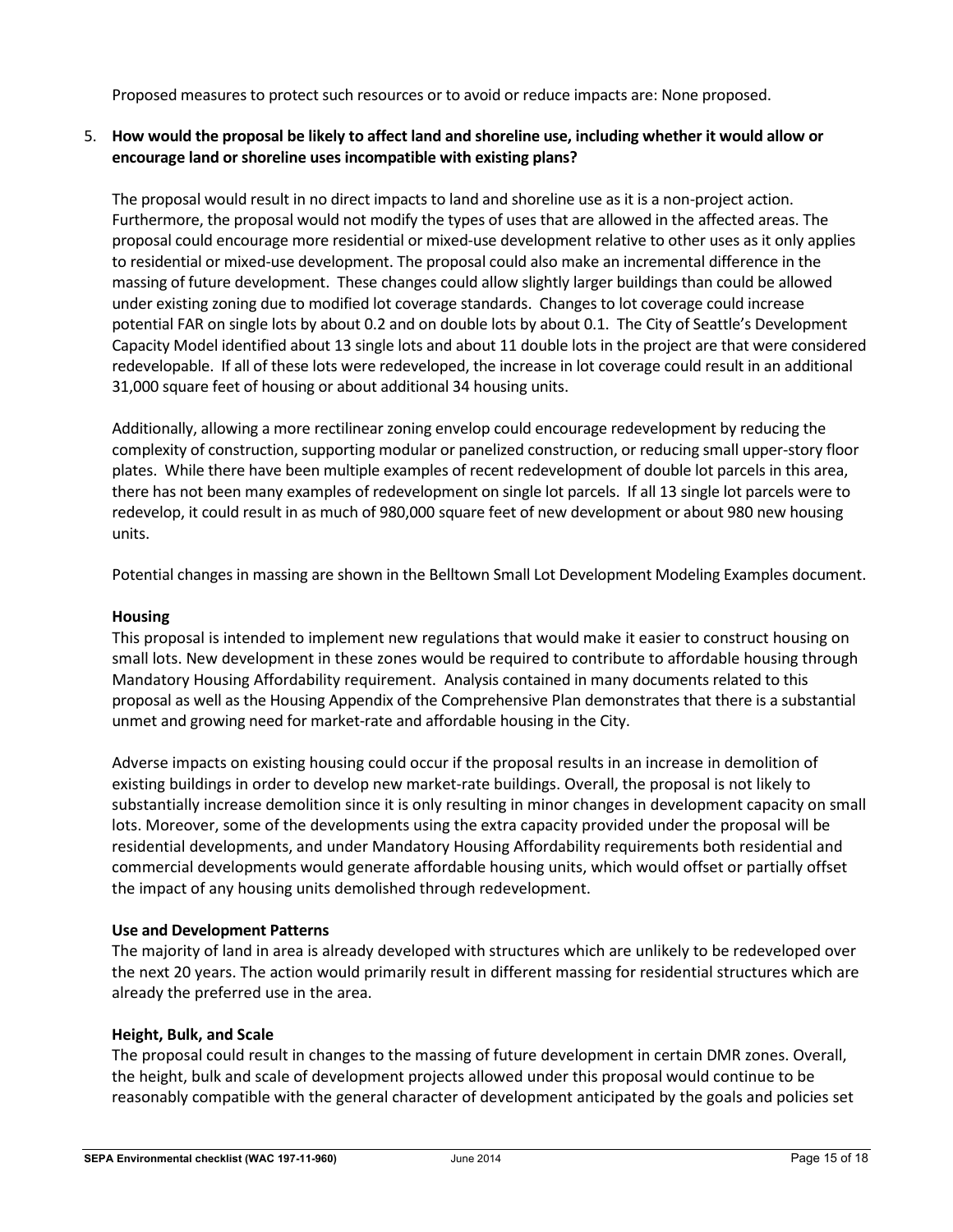Proposed measures to protect such resources or to avoid or reduce impacts are: None proposed.

5. **How would the proposal be likely to affect land and shoreline use, including whether it would allow or encourage land or shoreline uses incompatible with existing plans?**

   The proposal would result in no direct impacts to land and shoreline use as it is a non-project action. Furthermore, the proposal would not modify the types of uses that are allowed in the affected areas. The proposal could encourage more residential or mixed-use development relative to other uses as it only applies to residential or mixed-use development. The proposal could also make an incremental difference in the massing of future development. These changes could allow slightly larger buildings than could be allowed under existing zoning due to modified lot coverage standards. Changes to lot coverage could increase potential FAR on single lots by about 0.2 and on double lots by about 0.1. The City of Seattle's Development Capacity Model identified about 13 single lots and about 11 double lots in the project are that were considered redevelopable. If all of these lots were redeveloped, the increase in lot coverage could result in an additional 31,000 square feet of housing or about additional 34 housing units.

   Additionally, allowing a more rectilinear zoning envelop could encourage redevelopment by reducing the complexity of construction, supporting modular or panelized construction, or reducing small upper-story floor plates. While there have been multiple examples of recent redevelopment of double lot parcels in this area, there has not been many examples of redevelopment on single lot parcels. If all 13 single lot parcels were to redevelop, it could result in as much of 980,000 square feet of new development or about 980 new housing units.

   Potential changes in massing are shown in the Belltown Small Lot Development Modeling Examples document.

   **Housing**
   This proposal is intended to implement new regulations that would make it easier to construct housing on small lots. New development in these zones would be required to contribute to affordable housing through Mandatory Housing Affordability requirement. Analysis contained in many documents related to this proposal as well as the Housing Appendix of the Comprehensive Plan demonstrates that there is a substantial unmet and growing need for market-rate and affordable housing in the City.

   Adverse impacts on existing housing could occur if the proposal results in an increase in demolition of existing buildings in order to develop new market-rate buildings. Overall, the proposal is not likely to substantially increase demolition since it is only resulting in minor changes in development capacity on small lots. Moreover, some of the developments using the extra capacity provided under the proposal will be residential developments, and under Mandatory Housing Affordability requirements both residential and commercial developments would generate affordable housing units, which would offset or partially offset the impact of any housing units demolished through redevelopment.

   **Use and Development Patterns**
   The majority of land in area is already developed with structures which are unlikely to be redeveloped over the next 20 years. The action would primarily result in different massing for residential structures which are already the preferred use in the area.

   **Height, Bulk, and Scale**
   The proposal could result in changes to the massing of future development in certain DMR zones. Overall, the height, bulk and scale of development projects allowed under this proposal would continue to be reasonably compatible with the general character of development anticipated by the goals and policies set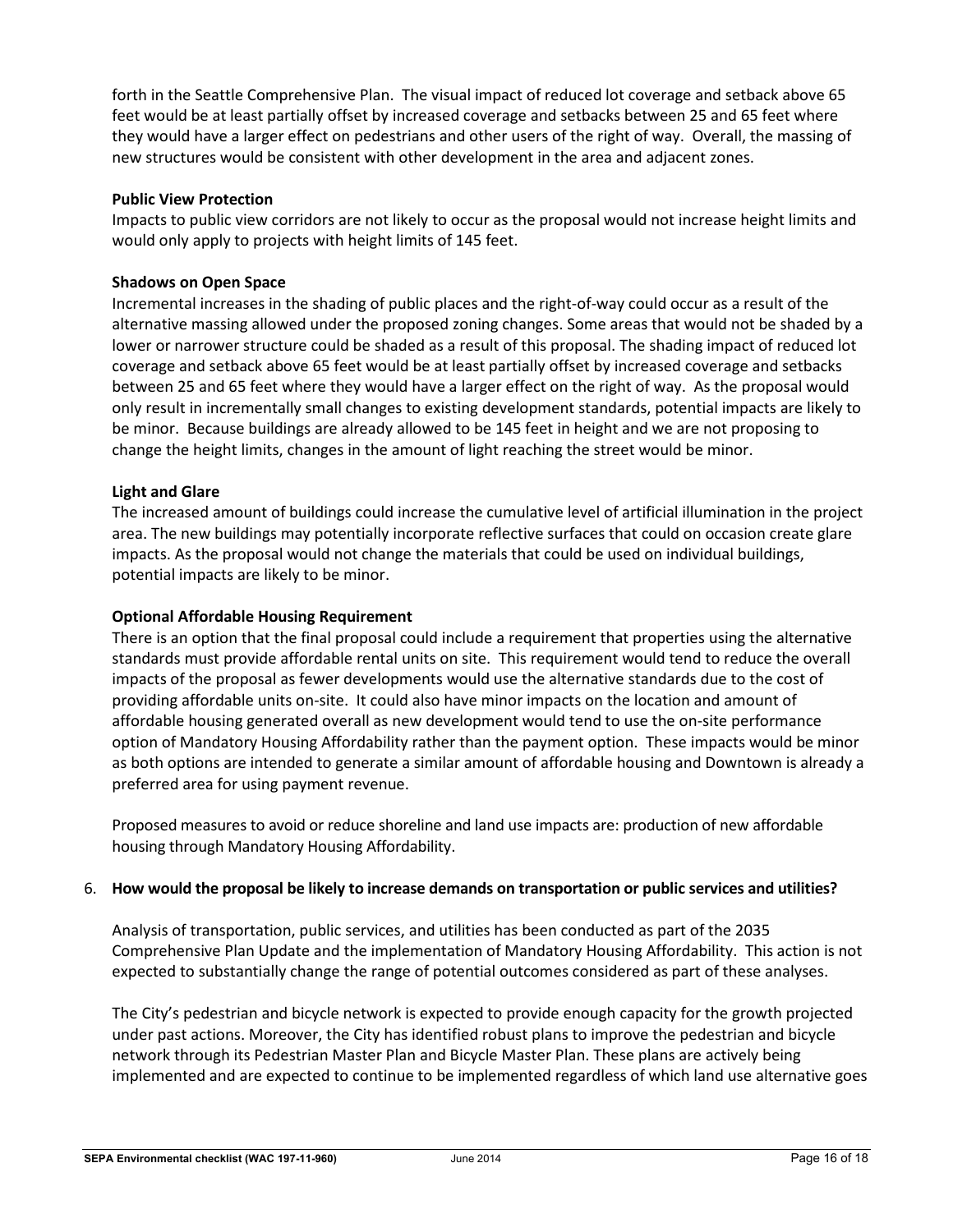forth in the Seattle Comprehensive Plan. The visual impact of reduced lot coverage and setback above 65 feet would be at least partially offset by increased coverage and setbacks between 25 and 65 feet where they would have a larger effect on pedestrians and other users of the right of way. Overall, the massing of new structures would be consistent with other development in the area and adjacent zones.

**Public View Protection**

Impacts to public view corridors are not likely to occur as the proposal would not increase height limits and would only apply to projects with height limits of 145 feet.

**Shadows on Open Space**

Incremental increases in the shading of public places and the right-of-way could occur as a result of the alternative massing allowed under the proposed zoning changes. Some areas that would not be shaded by a lower or narrower structure could be shaded as a result of this proposal. The shading impact of reduced lot coverage and setback above 65 feet would be at least partially offset by increased coverage and setbacks between 25 and 65 feet where they would have a larger effect on the right of way. As the proposal would only result in incrementally small changes to existing development standards, potential impacts are likely to be minor. Because buildings are already allowed to be 145 feet in height and we are not proposing to change the height limits, changes in the amount of light reaching the street would be minor.

**Light and Glare**

The increased amount of buildings could increase the cumulative level of artificial illumination in the project area. The new buildings may potentially incorporate reflective surfaces that could on occasion create glare impacts. As the proposal would not change the materials that could be used on individual buildings, potential impacts are likely to be minor.

**Optional Affordable Housing Requirement**

There is an option that the final proposal could include a requirement that properties using the alternative standards must provide affordable rental units on site. This requirement would tend to reduce the overall impacts of the proposal as fewer developments would use the alternative standards due to the cost of providing affordable units on-site. It could also have minor impacts on the location and amount of affordable housing generated overall as new development would tend to use the on-site performance option of Mandatory Housing Affordability rather than the payment option. These impacts would be minor as both options are intended to generate a similar amount of affordable housing and Downtown is already a preferred area for using payment revenue.

Proposed measures to avoid or reduce shoreline and land use impacts are: production of new affordable housing through Mandatory Housing Affordability.

6. **How would the proposal be likely to increase demands on transportation or public services and utilities?**

   Analysis of transportation, public services, and utilities has been conducted as part of the 2035 Comprehensive Plan Update and the implementation of Mandatory Housing Affordability. This action is not expected to substantially change the range of potential outcomes considered as part of these analyses.

   The City's pedestrian and bicycle network is expected to provide enough capacity for the growth projected under past actions. Moreover, the City has identified robust plans to improve the pedestrian and bicycle network through its Pedestrian Master Plan and Bicycle Master Plan. These plans are actively being implemented and are expected to continue to be implemented regardless of which land use alternative goes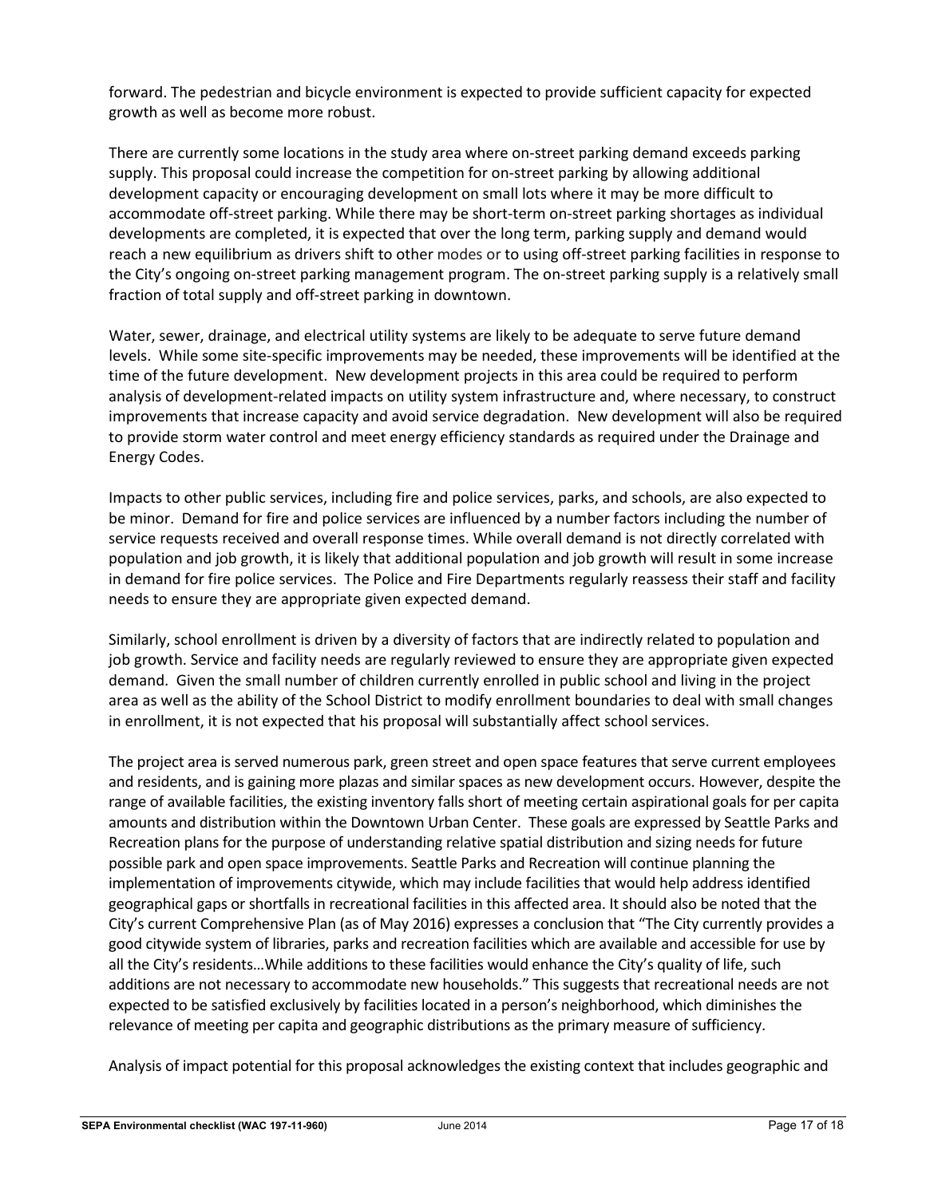forward. The pedestrian and bicycle environment is expected to provide sufficient capacity for expected growth as well as become more robust.

There are currently some locations in the study area where on-street parking demand exceeds parking supply. This proposal could increase the competition for on-street parking by allowing additional development capacity or encouraging development on small lots where it may be more difficult to accommodate off-street parking. While there may be short-term on-street parking shortages as individual developments are completed, it is expected that over the long term, parking supply and demand would reach a new equilibrium as drivers shift to other modes or to using off-street parking facilities in response to the City's ongoing on-street parking management program. The on-street parking supply is a relatively small fraction of total supply and off-street parking in downtown.

Water, sewer, drainage, and electrical utility systems are likely to be adequate to serve future demand levels. While some site-specific improvements may be needed, these improvements will be identified at the time of the future development. New development projects in this area could be required to perform analysis of development-related impacts on utility system infrastructure and, where necessary, to construct improvements that increase capacity and avoid service degradation. New development will also be required to provide storm water control and meet energy efficiency standards as required under the Drainage and Energy Codes.

Impacts to other public services, including fire and police services, parks, and schools, are also expected to be minor. Demand for fire and police services are influenced by a number factors including the number of service requests received and overall response times. While overall demand is not directly correlated with population and job growth, it is likely that additional population and job growth will result in some increase in demand for fire police services. The Police and Fire Departments regularly reassess their staff and facility needs to ensure they are appropriate given expected demand.

Similarly, school enrollment is driven by a diversity of factors that are indirectly related to population and job growth. Service and facility needs are regularly reviewed to ensure they are appropriate given expected demand. Given the small number of children currently enrolled in public school and living in the project area as well as the ability of the School District to modify enrollment boundaries to deal with small changes in enrollment, it is not expected that his proposal will substantially affect school services.

The project area is served numerous park, green street and open space features that serve current employees and residents, and is gaining more plazas and similar spaces as new development occurs. However, despite the range of available facilities, the existing inventory falls short of meeting certain aspirational goals for per capita amounts and distribution within the Downtown Urban Center. These goals are expressed by Seattle Parks and Recreation plans for the purpose of understanding relative spatial distribution and sizing needs for future possible park and open space improvements. Seattle Parks and Recreation will continue planning the implementation of improvements citywide, which may include facilities that would help address identified geographical gaps or shortfalls in recreational facilities in this affected area. It should also be noted that the City's current Comprehensive Plan (as of May 2016) expresses a conclusion that "The City currently provides a good citywide system of libraries, parks and recreation facilities which are available and accessible for use by all the City's residents…While additions to these facilities would enhance the City's quality of life, such additions are not necessary to accommodate new households." This suggests that recreational needs are not expected to be satisfied exclusively by facilities located in a person's neighborhood, which diminishes the relevance of meeting per capita and geographic distributions as the primary measure of sufficiency.

Analysis of impact potential for this proposal acknowledges the existing context that includes geographic and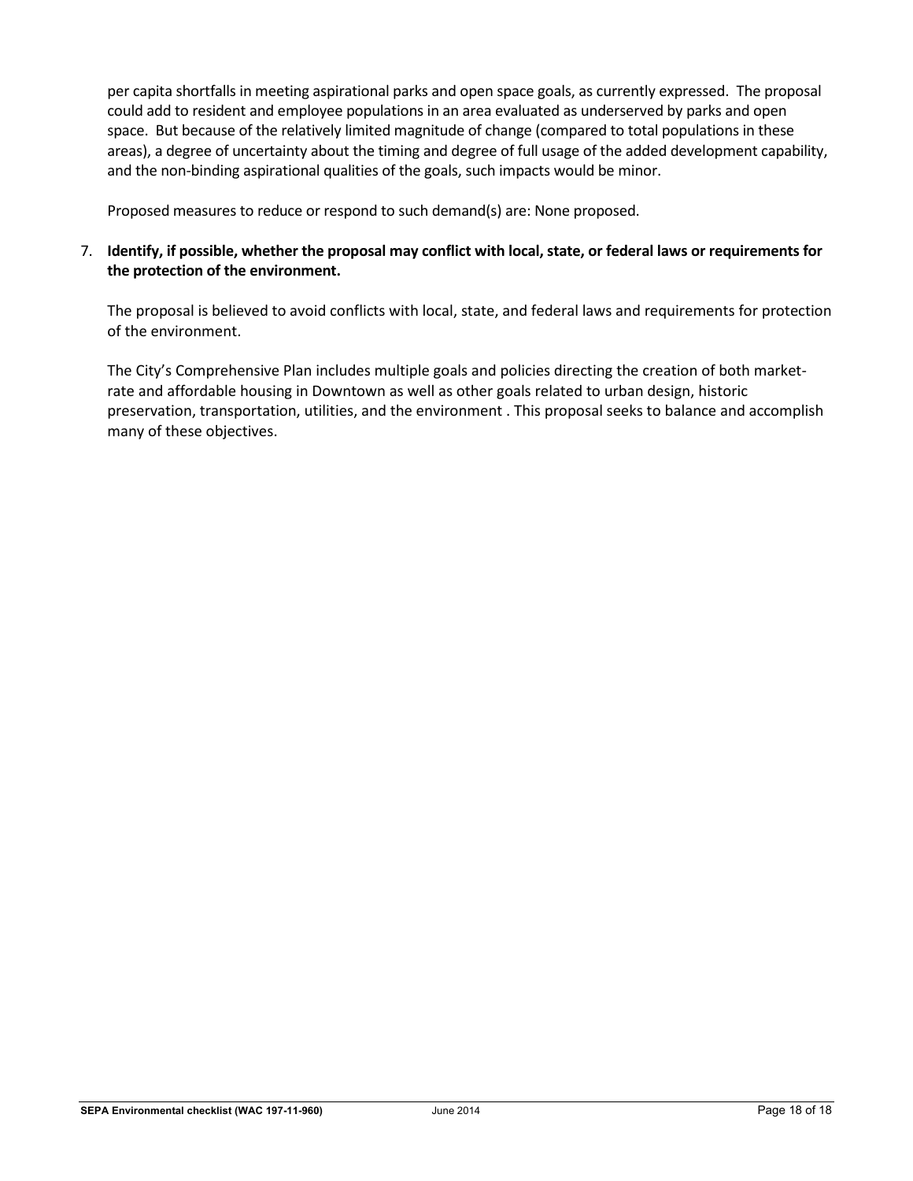per capita shortfalls in meeting aspirational parks and open space goals, as currently expressed. The proposal could add to resident and employee populations in an area evaluated as underserved by parks and open space. But because of the relatively limited magnitude of change (compared to total populations in these areas), a degree of uncertainty about the timing and degree of full usage of the added development capability, and the non-binding aspirational qualities of the goals, such impacts would be minor.

Proposed measures to reduce or respond to such demand(s) are: None proposed.

7. **Identify, if possible, whether the proposal may conflict with local, state, or federal laws or requirements for the protection of the environment.**

   The proposal is believed to avoid conflicts with local, state, and federal laws and requirements for protection of the environment.

   The City's Comprehensive Plan includes multiple goals and policies directing the creation of both market-rate and affordable housing in Downtown as well as other goals related to urban design, historic preservation, transportation, utilities, and the environment . This proposal seeks to balance and accomplish many of these objectives.